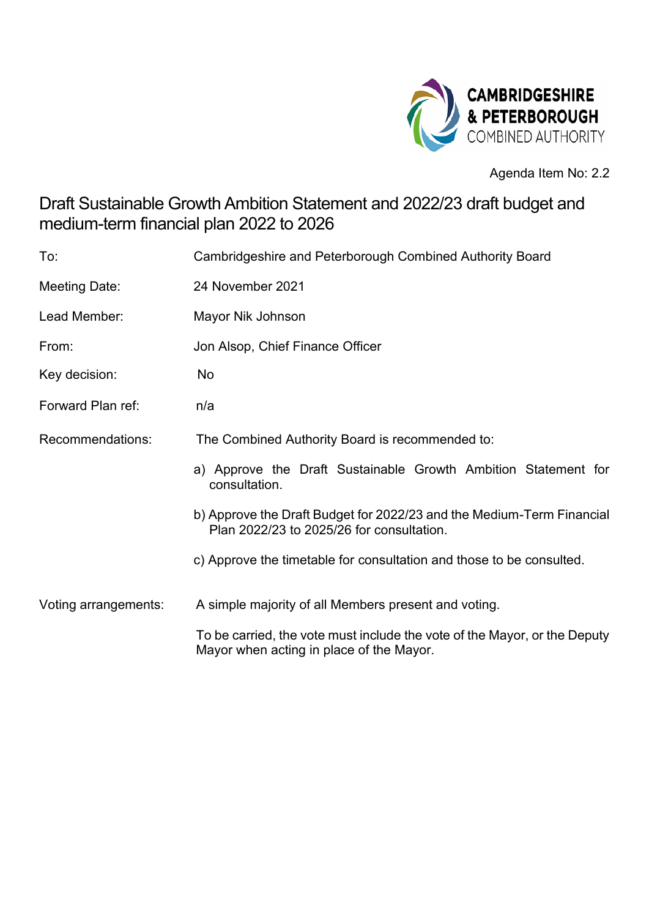CAMBRIDGESHIRE & PETERBOROUGH COMBINED AUTHORITY

Agenda Item No: 2.2

# Draft Sustainable Growth Ambition Statement and 2022/23 draft budget and medium-term financial plan 2022 to 2026

| | |
|---|---|
| To: | Cambridgeshire and Peterborough Combined Authority Board |
| Meeting Date: | 24 November 2021 |
| Lead Member: | Mayor Nik Johnson |
| From: | Jon Alsop, Chief Finance Officer |
| Key decision: | No |
| Forward Plan ref: | n/a |
| Recommendations: | The Combined Authority Board is recommended to:<br>a) Approve the Draft Sustainable Growth Ambition Statement for consultation.<br>b) Approve the Draft Budget for 2022/23 and the Medium-Term Financial Plan 2022/23 to 2025/26 for consultation.<br>c) Approve the timetable for consultation and those to be consulted. |
| Voting arrangements: | A simple majority of all Members present and voting.<br>To be carried, the vote must include the vote of the Mayor, or the Deputy Mayor when acting in place of the Mayor. |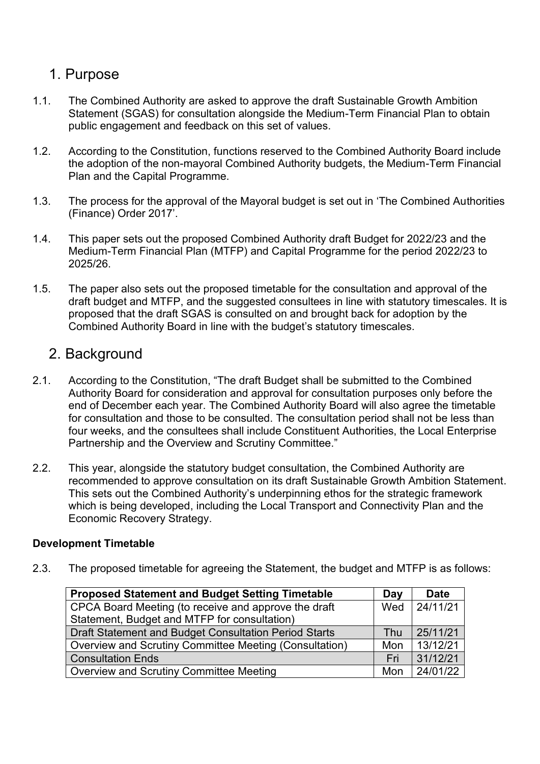## 1. Purpose

1.1. The Combined Authority are asked to approve the draft Sustainable Growth Ambition Statement (SGAS) for consultation alongside the Medium-Term Financial Plan to obtain public engagement and feedback on this set of values.

1.2. According to the Constitution, functions reserved to the Combined Authority Board include the adoption of the non-mayoral Combined Authority budgets, the Medium-Term Financial Plan and the Capital Programme.

1.3. The process for the approval of the Mayoral budget is set out in 'The Combined Authorities (Finance) Order 2017'.

1.4. This paper sets out the proposed Combined Authority draft Budget for 2022/23 and the Medium-Term Financial Plan (MTFP) and Capital Programme for the period 2022/23 to 2025/26.

1.5. The paper also sets out the proposed timetable for the consultation and approval of the draft budget and MTFP, and the suggested consultees in line with statutory timescales. It is proposed that the draft SGAS is consulted on and brought back for adoption by the Combined Authority Board in line with the budget's statutory timescales.

## 2. Background

2.1. According to the Constitution, "The draft Budget shall be submitted to the Combined Authority Board for consideration and approval for consultation purposes only before the end of December each year. The Combined Authority Board will also agree the timetable for consultation and those to be consulted. The consultation period shall not be less than four weeks, and the consultees shall include Constituent Authorities, the Local Enterprise Partnership and the Overview and Scrutiny Committee."

2.2. This year, alongside the statutory budget consultation, the Combined Authority are recommended to approve consultation on its draft Sustainable Growth Ambition Statement. This sets out the Combined Authority's underpinning ethos for the strategic framework which is being developed, including the Local Transport and Connectivity Plan and the Economic Recovery Strategy.

**Development Timetable**

2.3. The proposed timetable for agreeing the Statement, the budget and MTFP is as follows:

| Proposed Statement and Budget Setting Timetable | Day | Date |
|---|---|---|
| CPCA Board Meeting (to receive and approve the draft Statement, Budget and MTFP for consultation) | Wed | 24/11/21 |
| Draft Statement and Budget Consultation Period Starts | Thu | 25/11/21 |
| Overview and Scrutiny Committee Meeting (Consultation) | Mon | 13/12/21 |
| Consultation Ends | Fri | 31/12/21 |
| Overview and Scrutiny Committee Meeting | Mon | 24/01/22 |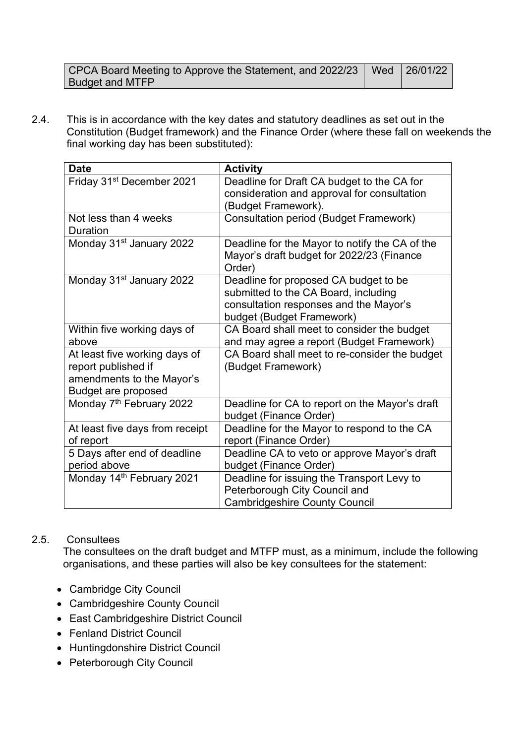| CPCA Board Meeting to Approve the Statement, and 2022/23 Budget and MTFP | Wed | 26/01/22 |
|---|---|---|

2.4. This is in accordance with the key dates and statutory deadlines as set out in the Constitution (Budget framework) and the Finance Order (where these fall on weekends the final working day has been substituted):

| Date | Activity |
|---|---|
| Friday 31st December 2021 | Deadline for Draft CA budget to the CA for consideration and approval for consultation (Budget Framework). |
| Not less than 4 weeks Duration | Consultation period (Budget Framework) |
| Monday 31st January 2022 | Deadline for the Mayor to notify the CA of the Mayor's draft budget for 2022/23 (Finance Order) |
| Monday 31st January 2022 | Deadline for proposed CA budget to be submitted to the CA Board, including consultation responses and the Mayor's budget (Budget Framework) |
| Within five working days of above | CA Board shall meet to consider the budget and may agree a report (Budget Framework) |
| At least five working days of report published if amendments to the Mayor's Budget are proposed | CA Board shall meet to re-consider the budget (Budget Framework) |
| Monday 7th February 2022 | Deadline for CA to report on the Mayor's draft budget (Finance Order) |
| At least five days from receipt of report | Deadline for the Mayor to respond to the CA report (Finance Order) |
| 5 Days after end of deadline period above | Deadline CA to veto or approve Mayor's draft budget (Finance Order) |
| Monday 14th February 2021 | Deadline for issuing the Transport Levy to Peterborough City Council and Cambridgeshire County Council |

2.5. Consultees

The consultees on the draft budget and MTFP must, as a minimum, include the following organisations, and these parties will also be key consultees for the statement:

- Cambridge City Council
- Cambridgeshire County Council
- East Cambridgeshire District Council
- Fenland District Council
- Huntingdonshire District Council
- Peterborough City Council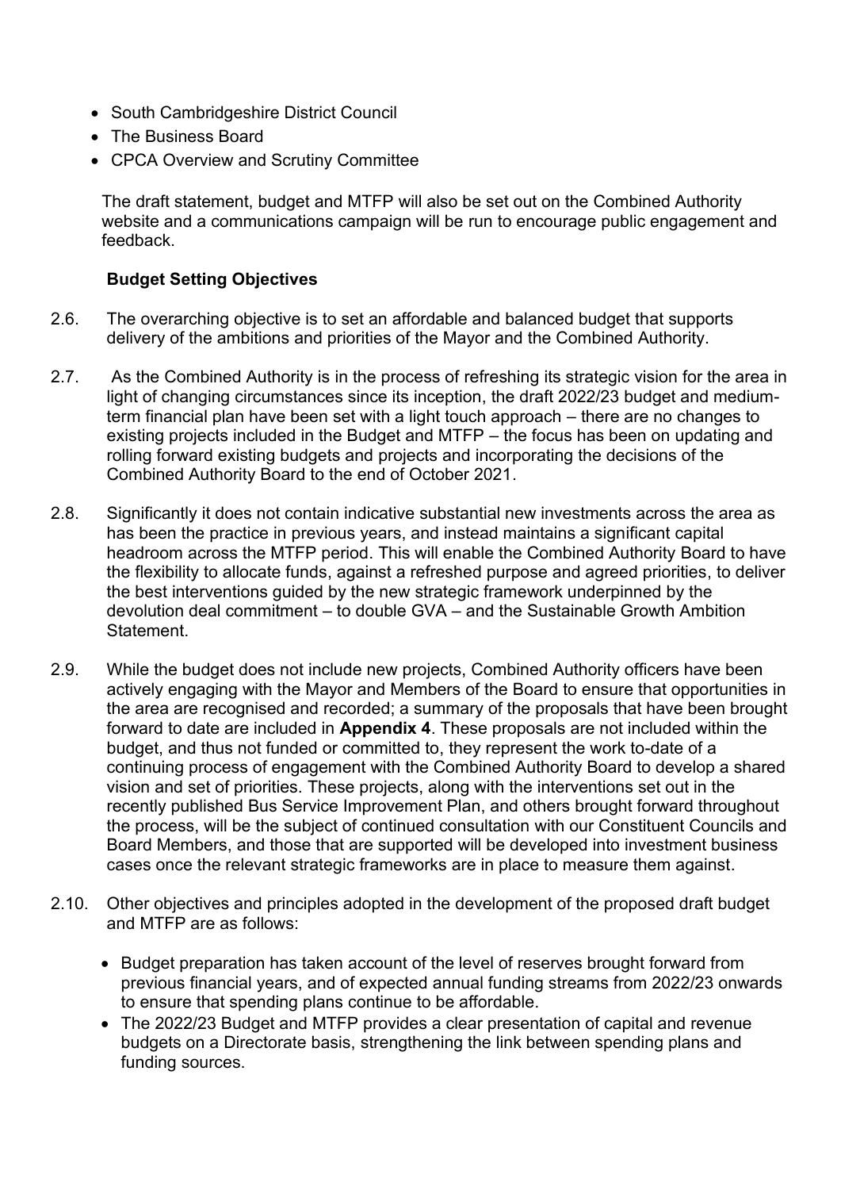- South Cambridgeshire District Council
- The Business Board
- CPCA Overview and Scrutiny Committee

The draft statement, budget and MTFP will also be set out on the Combined Authority website and a communications campaign will be run to encourage public engagement and feedback.

**Budget Setting Objectives**

2.6. The overarching objective is to set an affordable and balanced budget that supports delivery of the ambitions and priorities of the Mayor and the Combined Authority.

2.7. As the Combined Authority is in the process of refreshing its strategic vision for the area in light of changing circumstances since its inception, the draft 2022/23 budget and medium-term financial plan have been set with a light touch approach – there are no changes to existing projects included in the Budget and MTFP – the focus has been on updating and rolling forward existing budgets and projects and incorporating the decisions of the Combined Authority Board to the end of October 2021.

2.8. Significantly it does not contain indicative substantial new investments across the area as has been the practice in previous years, and instead maintains a significant capital headroom across the MTFP period. This will enable the Combined Authority Board to have the flexibility to allocate funds, against a refreshed purpose and agreed priorities, to deliver the best interventions guided by the new strategic framework underpinned by the devolution deal commitment – to double GVA – and the Sustainable Growth Ambition Statement.

2.9. While the budget does not include new projects, Combined Authority officers have been actively engaging with the Mayor and Members of the Board to ensure that opportunities in the area are recognised and recorded; a summary of the proposals that have been brought forward to date are included in **Appendix 4**. These proposals are not included within the budget, and thus not funded or committed to, they represent the work to-date of a continuing process of engagement with the Combined Authority Board to develop a shared vision and set of priorities. These projects, along with the interventions set out in the recently published Bus Service Improvement Plan, and others brought forward throughout the process, will be the subject of continued consultation with our Constituent Councils and Board Members, and those that are supported will be developed into investment business cases once the relevant strategic frameworks are in place to measure them against.

2.10. Other objectives and principles adopted in the development of the proposed draft budget and MTFP are as follows:

- Budget preparation has taken account of the level of reserves brought forward from previous financial years, and of expected annual funding streams from 2022/23 onwards to ensure that spending plans continue to be affordable.
- The 2022/23 Budget and MTFP provides a clear presentation of capital and revenue budgets on a Directorate basis, strengthening the link between spending plans and funding sources.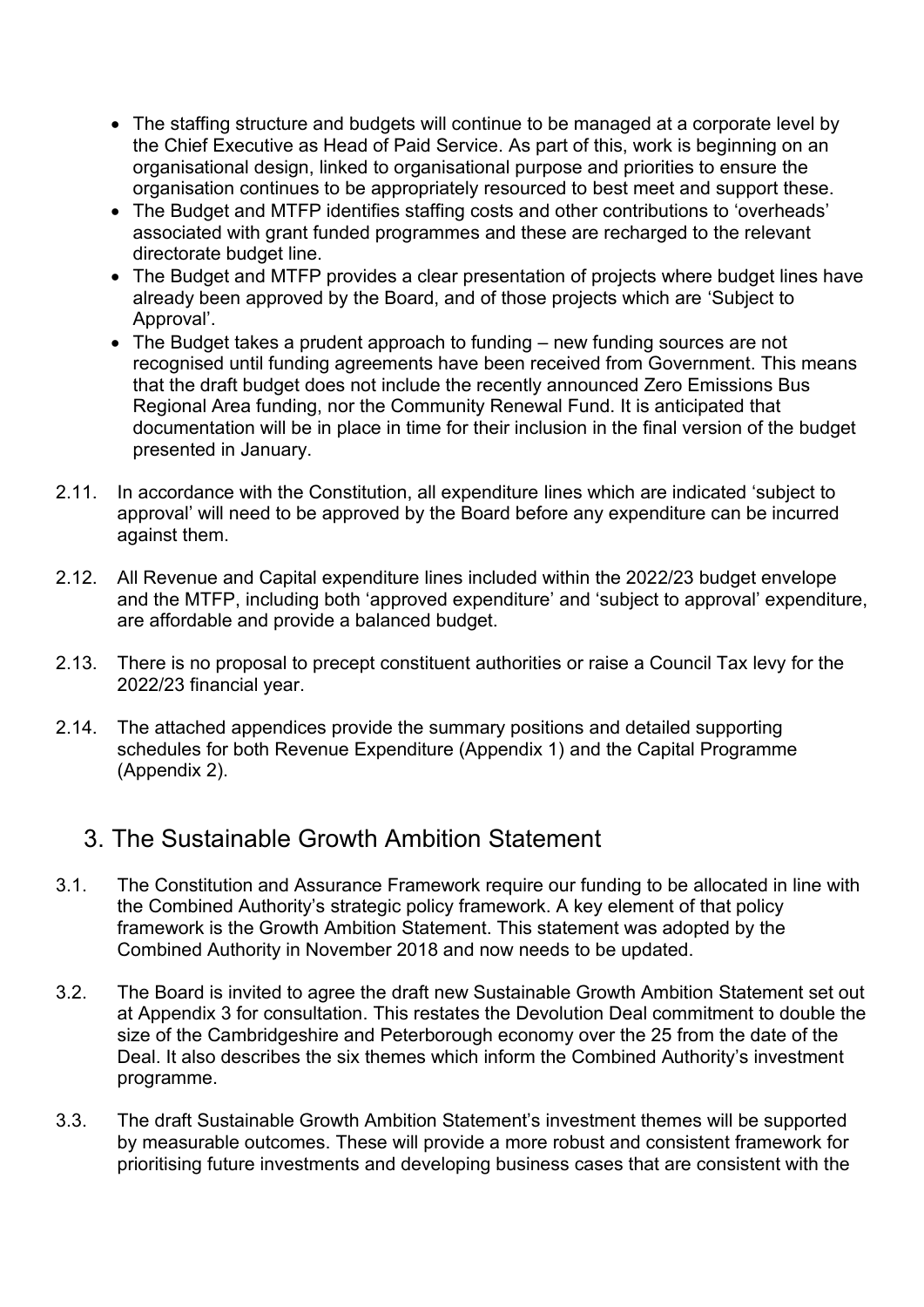- The staffing structure and budgets will continue to be managed at a corporate level by the Chief Executive as Head of Paid Service. As part of this, work is beginning on an organisational design, linked to organisational purpose and priorities to ensure the organisation continues to be appropriately resourced to best meet and support these.
- The Budget and MTFP identifies staffing costs and other contributions to 'overheads' associated with grant funded programmes and these are recharged to the relevant directorate budget line.
- The Budget and MTFP provides a clear presentation of projects where budget lines have already been approved by the Board, and of those projects which are 'Subject to Approval'.
- The Budget takes a prudent approach to funding – new funding sources are not recognised until funding agreements have been received from Government. This means that the draft budget does not include the recently announced Zero Emissions Bus Regional Area funding, nor the Community Renewal Fund. It is anticipated that documentation will be in place in time for their inclusion in the final version of the budget presented in January.

2.11. In accordance with the Constitution, all expenditure lines which are indicated 'subject to approval' will need to be approved by the Board before any expenditure can be incurred against them.

2.12. All Revenue and Capital expenditure lines included within the 2022/23 budget envelope and the MTFP, including both 'approved expenditure' and 'subject to approval' expenditure, are affordable and provide a balanced budget.

2.13. There is no proposal to precept constituent authorities or raise a Council Tax levy for the 2022/23 financial year.

2.14. The attached appendices provide the summary positions and detailed supporting schedules for both Revenue Expenditure (Appendix 1) and the Capital Programme (Appendix 2).

## 3. The Sustainable Growth Ambition Statement

3.1. The Constitution and Assurance Framework require our funding to be allocated in line with the Combined Authority's strategic policy framework. A key element of that policy framework is the Growth Ambition Statement. This statement was adopted by the Combined Authority in November 2018 and now needs to be updated.

3.2. The Board is invited to agree the draft new Sustainable Growth Ambition Statement set out at Appendix 3 for consultation. This restates the Devolution Deal commitment to double the size of the Cambridgeshire and Peterborough economy over the 25 from the date of the Deal. It also describes the six themes which inform the Combined Authority's investment programme.

3.3. The draft Sustainable Growth Ambition Statement's investment themes will be supported by measurable outcomes. These will provide a more robust and consistent framework for prioritising future investments and developing business cases that are consistent with the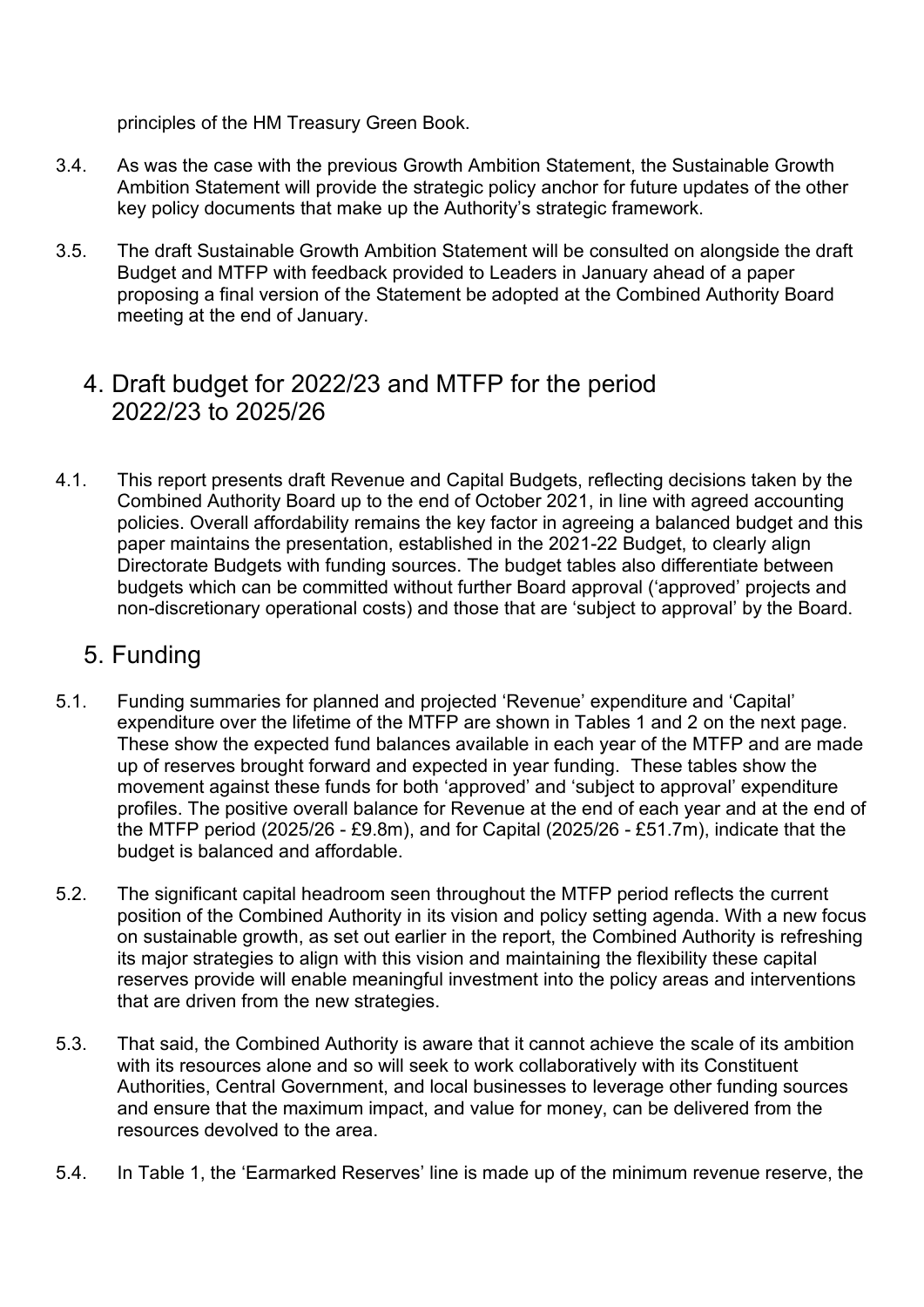principles of the HM Treasury Green Book.

3.4. As was the case with the previous Growth Ambition Statement, the Sustainable Growth Ambition Statement will provide the strategic policy anchor for future updates of the other key policy documents that make up the Authority's strategic framework.

3.5. The draft Sustainable Growth Ambition Statement will be consulted on alongside the draft Budget and MTFP with feedback provided to Leaders in January ahead of a paper proposing a final version of the Statement be adopted at the Combined Authority Board meeting at the end of January.

## 4. Draft budget for 2022/23 and MTFP for the period 2022/23 to 2025/26

4.1. This report presents draft Revenue and Capital Budgets, reflecting decisions taken by the Combined Authority Board up to the end of October 2021, in line with agreed accounting policies. Overall affordability remains the key factor in agreeing a balanced budget and this paper maintains the presentation, established in the 2021-22 Budget, to clearly align Directorate Budgets with funding sources. The budget tables also differentiate between budgets which can be committed without further Board approval ('approved' projects and non-discretionary operational costs) and those that are 'subject to approval' by the Board.

## 5. Funding

5.1. Funding summaries for planned and projected 'Revenue' expenditure and 'Capital' expenditure over the lifetime of the MTFP are shown in Tables 1 and 2 on the next page. These show the expected fund balances available in each year of the MTFP and are made up of reserves brought forward and expected in year funding. These tables show the movement against these funds for both 'approved' and 'subject to approval' expenditure profiles. The positive overall balance for Revenue at the end of each year and at the end of the MTFP period (2025/26 - £9.8m), and for Capital (2025/26 - £51.7m), indicate that the budget is balanced and affordable.

5.2. The significant capital headroom seen throughout the MTFP period reflects the current position of the Combined Authority in its vision and policy setting agenda. With a new focus on sustainable growth, as set out earlier in the report, the Combined Authority is refreshing its major strategies to align with this vision and maintaining the flexibility these capital reserves provide will enable meaningful investment into the policy areas and interventions that are driven from the new strategies.

5.3. That said, the Combined Authority is aware that it cannot achieve the scale of its ambition with its resources alone and so will seek to work collaboratively with its Constituent Authorities, Central Government, and local businesses to leverage other funding sources and ensure that the maximum impact, and value for money, can be delivered from the resources devolved to the area.

5.4. In Table 1, the 'Earmarked Reserves' line is made up of the minimum revenue reserve, the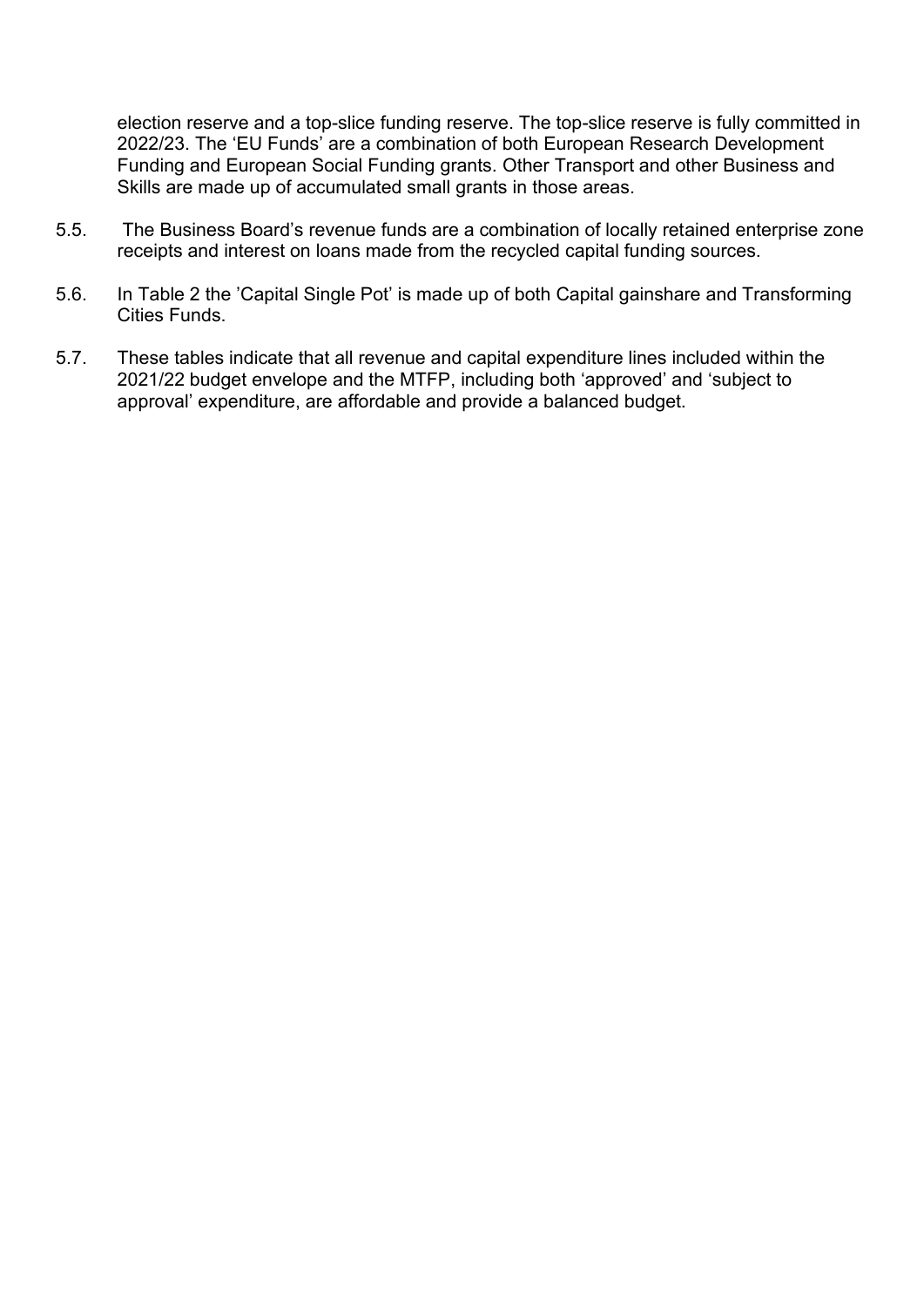election reserve and a top-slice funding reserve. The top-slice reserve is fully committed in 2022/23. The 'EU Funds' are a combination of both European Research Development Funding and European Social Funding grants. Other Transport and other Business and Skills are made up of accumulated small grants in those areas.

5.5. The Business Board's revenue funds are a combination of locally retained enterprise zone receipts and interest on loans made from the recycled capital funding sources.

5.6. In Table 2 the 'Capital Single Pot' is made up of both Capital gainshare and Transforming Cities Funds.

5.7. These tables indicate that all revenue and capital expenditure lines included within the 2021/22 budget envelope and the MTFP, including both 'approved' and 'subject to approval' expenditure, are affordable and provide a balanced budget.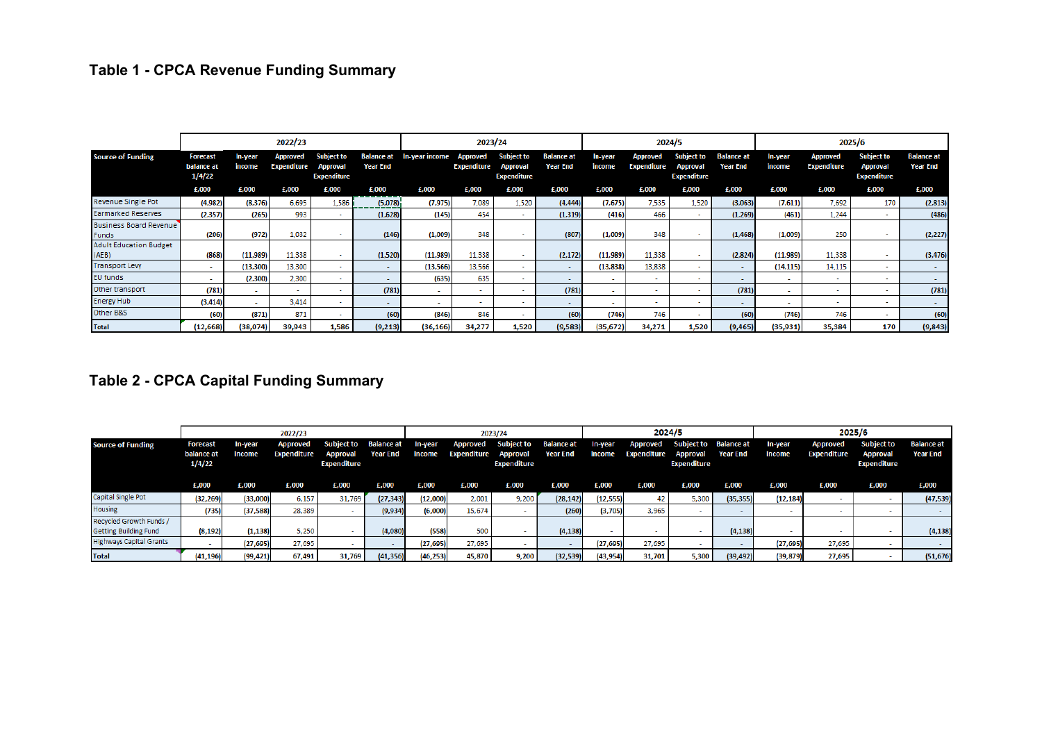# Table 1 - CPCA Revenue Funding Summary

| Source of Funding | 2022/23 | | | | | 2023/24 | | | | 2024/5 | | | | 2025/6 | | | |
|---|---|---|---|---|---|---|---|---|---|---|---|---|---|---|---|---|---|
| | Forecast balance at 1/4/22 | In-year income | Approved Expenditure | Subject to Approval Expenditure | Balance at Year End | In-year income | Approved Expenditure | Subject to Approval Expenditure | Balance at Year End | In-year income | Approved Expenditure | Subject to Approval Expenditure | Balance at Year End | In-year income | Approved Expenditure | Subject to Approval Expenditure | Balance at Year End |
| | £,000 | £,000 | £,000 | £,000 | £,000 | £,000 | £,000 | £,000 | £,000 | £,000 | £,000 | £,000 | £,000 | £,000 | £,000 | £,000 | £,000 |
| Revenue Single Pot | (4,982) | (8,376) | 6,695 | 1,586 | (5,078) | (7,975) | 7,089 | 1,520 | (4,444) | (7,675) | 7,535 | 1,520 | (3,063) | (7,611) | 7,692 | 170 | (2,813) |
| Earmarked Reserves | (2,357) | (265) | 993 | - | (1,628) | (145) | 454 | - | (1,319) | (416) | 466 | - | (1,269) | (461) | 1,244 | - | (486) |
| Business Board Revenue Funds | (206) | (972) | 1,032 | - | (146) | (1,009) | 348 | - | (807) | (1,009) | 348 | - | (1,468) | (1,009) | 250 | - | (2,227) |
| Adult Education Budget (AEB) | (868) | (11,989) | 11,338 | - | (1,520) | (11,989) | 11,338 | - | (2,172) | (11,989) | 11,338 | - | (2,824) | (11,989) | 11,338 | - | (3,476) |
| Transport Levy | - | (13,300) | 13,300 | - | - | (13,566) | 13,566 | - | - | (13,838) | 13,838 | - | - | (14,115) | 14,115 | - | - |
| EU funds | - | (2,300) | 2,300 | - | - | (635) | 635 | - | - | - | - | - | - | - | - | - | - |
| Other transport | (781) | - | - | - | (781) | - | - | - | (781) | - | - | - | (781) | - | - | - | (781) |
| Energy Hub | (3,414) | - | 3,414 | - | - | - | - | - | - | - | - | - | - | - | - | - | - |
| Other B&S | (60) | (871) | 871 | - | (60) | (846) | 846 | - | (60) | (746) | 746 | - | (60) | (746) | 746 | - | (60) |
| **Total** | **(12,668)** | **(38,074)** | **39,943** | **1,586** | **(9,213)** | **(36,166)** | **34,277** | **1,520** | **(9,583)** | **(35,672)** | **34,271** | **1,520** | **(9,465)** | **(35,931)** | **35,384** | **170** | **(9,843)** |

# Table 2 - CPCA Capital Funding Summary

| Source of Funding | 2022/23 | | | | | 2023/24 | | | | 2024/5 | | | | 2025/6 | | | |
|---|---|---|---|---|---|---|---|---|---|---|---|---|---|---|---|---|---|
| | Forecast balance at 1/4/22 | In-year income | Approved Expenditure | Subject to Approval Expenditure | Balance at Year End | In-year income | Approved Expenditure | Subject to Approval Expenditure | Balance at Year End | In-year income | Approved Expenditure | Subject to Approval Expenditure | Balance at Year End | In-year income | Approved Expenditure | Subject to Approval Expenditure | Balance at Year End |
| | £,000 | £,000 | £,000 | £,000 | £,000 | £,000 | £,000 | £,000 | £,000 | £,000 | £,000 | £,000 | £,000 | £,000 | £,000 | £,000 | £,000 |
| Capital Single Pot | (32,269) | (33,000) | 6,157 | 31,769 | (27,343) | (12,000) | 2,001 | 9,200 | (28,142) | (12,555) | 42 | 5,300 | (35,355) | (12,184) | - | - | (47,539) |
| Housing | (735) | (37,588) | 28,389 | - | (9,934) | (6,000) | 15,674 | - | (260) | (3,705) | 3,965 | - | - | - | - | - | - |
| Recycled Growth Funds / Getting Building Fund | (8,192) | (1,138) | 5,250 | - | (4,080) | (558) | 500 | - | (4,138) | - | - | - | (4,138) | - | - | - | (4,138) |
| Highways Capital Grants | - | (27,695) | 27,695 | - | - | (27,695) | 27,695 | - | - | (27,695) | 27,695 | - | - | (27,695) | 27,695 | - | - |
| **Total** | **(41,196)** | **(99,421)** | **67,491** | **31,769** | **(41,356)** | **(46,253)** | **45,870** | **9,200** | **(32,539)** | **(43,954)** | **31,701** | **5,300** | **(39,492)** | **(39,879)** | **27,695** | **-** | **(51,676)** |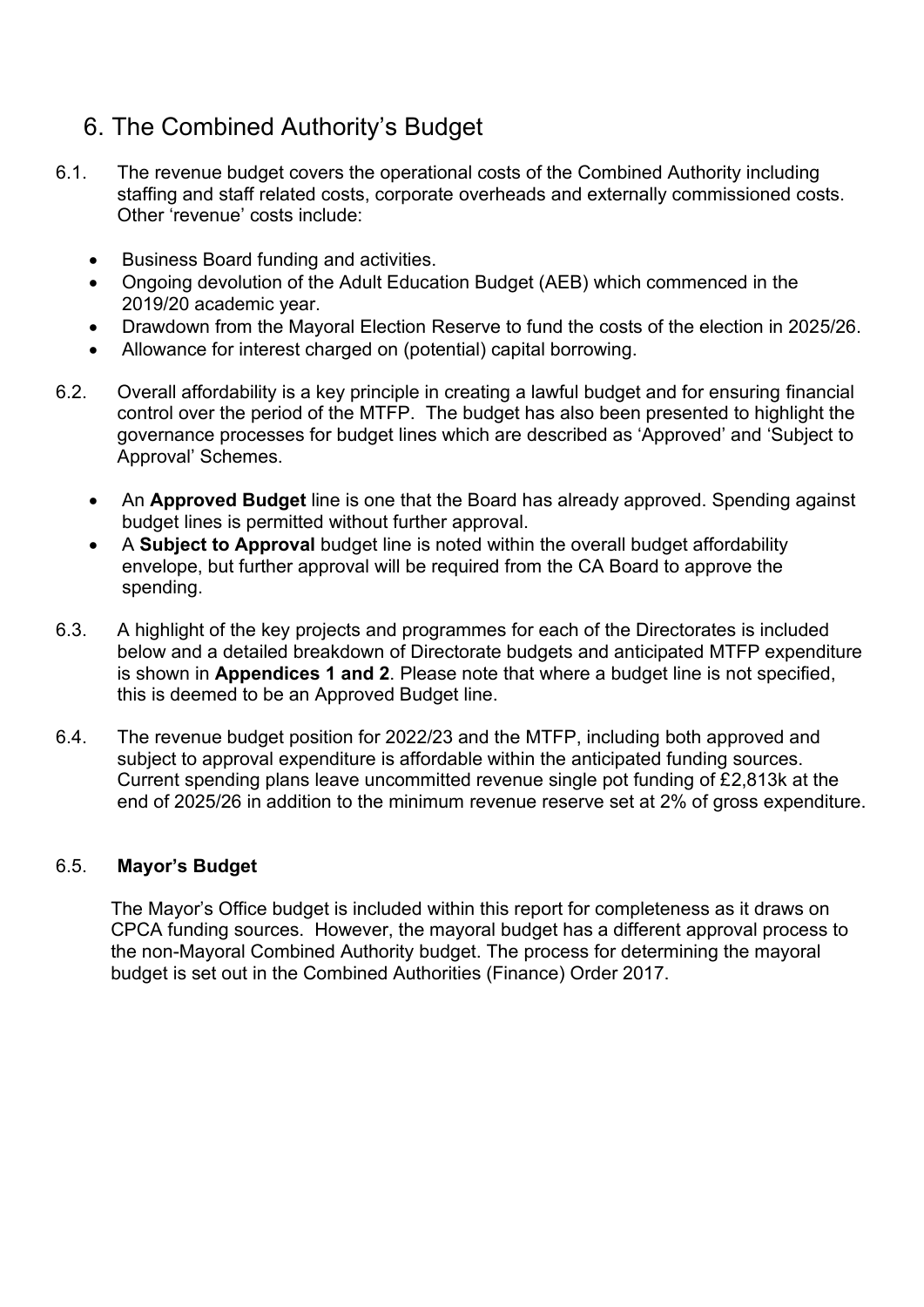# 6. The Combined Authority's Budget

6.1. The revenue budget covers the operational costs of the Combined Authority including staffing and staff related costs, corporate overheads and externally commissioned costs. Other 'revenue' costs include:

- Business Board funding and activities.
- Ongoing devolution of the Adult Education Budget (AEB) which commenced in the 2019/20 academic year.
- Drawdown from the Mayoral Election Reserve to fund the costs of the election in 2025/26.
- Allowance for interest charged on (potential) capital borrowing.

6.2. Overall affordability is a key principle in creating a lawful budget and for ensuring financial control over the period of the MTFP. The budget has also been presented to highlight the governance processes for budget lines which are described as 'Approved' and 'Subject to Approval' Schemes.

- An **Approved Budget** line is one that the Board has already approved. Spending against budget lines is permitted without further approval.
- A **Subject to Approval** budget line is noted within the overall budget affordability envelope, but further approval will be required from the CA Board to approve the spending.

6.3. A highlight of the key projects and programmes for each of the Directorates is included below and a detailed breakdown of Directorate budgets and anticipated MTFP expenditure is shown in **Appendices 1 and 2**. Please note that where a budget line is not specified, this is deemed to be an Approved Budget line.

6.4. The revenue budget position for 2022/23 and the MTFP, including both approved and subject to approval expenditure is affordable within the anticipated funding sources. Current spending plans leave uncommitted revenue single pot funding of £2,813k at the end of 2025/26 in addition to the minimum revenue reserve set at 2% of gross expenditure.

6.5. **Mayor's Budget**

The Mayor's Office budget is included within this report for completeness as it draws on CPCA funding sources. However, the mayoral budget has a different approval process to the non-Mayoral Combined Authority budget. The process for determining the mayoral budget is set out in the Combined Authorities (Finance) Order 2017.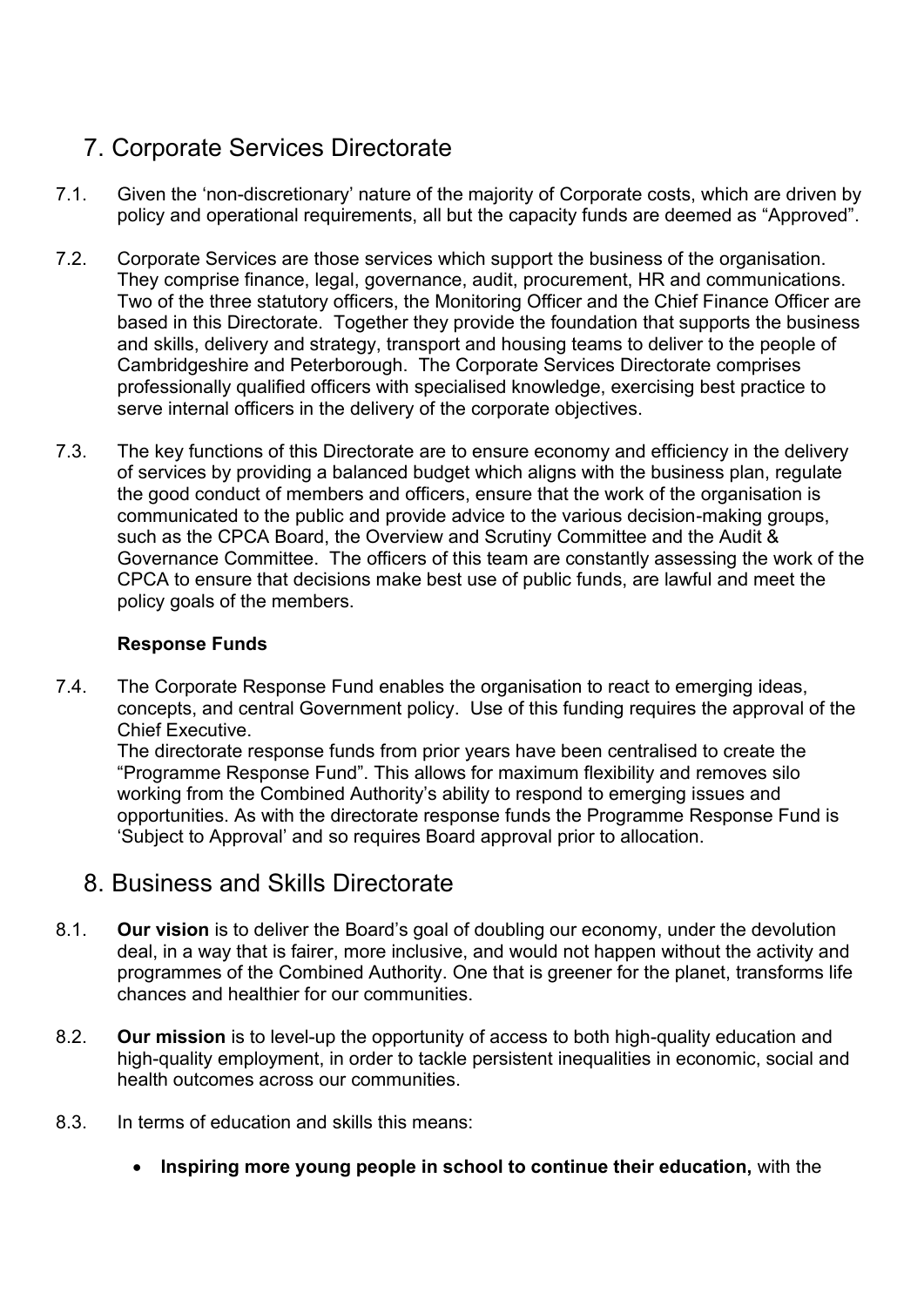## 7. Corporate Services Directorate

7.1. Given the 'non-discretionary' nature of the majority of Corporate costs, which are driven by policy and operational requirements, all but the capacity funds are deemed as "Approved".

7.2. Corporate Services are those services which support the business of the organisation. They comprise finance, legal, governance, audit, procurement, HR and communications. Two of the three statutory officers, the Monitoring Officer and the Chief Finance Officer are based in this Directorate. Together they provide the foundation that supports the business and skills, delivery and strategy, transport and housing teams to deliver to the people of Cambridgeshire and Peterborough. The Corporate Services Directorate comprises professionally qualified officers with specialised knowledge, exercising best practice to serve internal officers in the delivery of the corporate objectives.

7.3. The key functions of this Directorate are to ensure economy and efficiency in the delivery of services by providing a balanced budget which aligns with the business plan, regulate the good conduct of members and officers, ensure that the work of the organisation is communicated to the public and provide advice to the various decision-making groups, such as the CPCA Board, the Overview and Scrutiny Committee and the Audit & Governance Committee. The officers of this team are constantly assessing the work of the CPCA to ensure that decisions make best use of public funds, are lawful and meet the policy goals of the members.

**Response Funds**

7.4. The Corporate Response Fund enables the organisation to react to emerging ideas, concepts, and central Government policy. Use of this funding requires the approval of the Chief Executive.
The directorate response funds from prior years have been centralised to create the "Programme Response Fund". This allows for maximum flexibility and removes silo working from the Combined Authority's ability to respond to emerging issues and opportunities. As with the directorate response funds the Programme Response Fund is 'Subject to Approval' and so requires Board approval prior to allocation.

## 8. Business and Skills Directorate

8.1. **Our vision** is to deliver the Board's goal of doubling our economy, under the devolution deal, in a way that is fairer, more inclusive, and would not happen without the activity and programmes of the Combined Authority. One that is greener for the planet, transforms life chances and healthier for our communities.

8.2. **Our mission** is to level-up the opportunity of access to both high-quality education and high-quality employment, in order to tackle persistent inequalities in economic, social and health outcomes across our communities.

8.3. In terms of education and skills this means:

- **Inspiring more young people in school to continue their education,** with the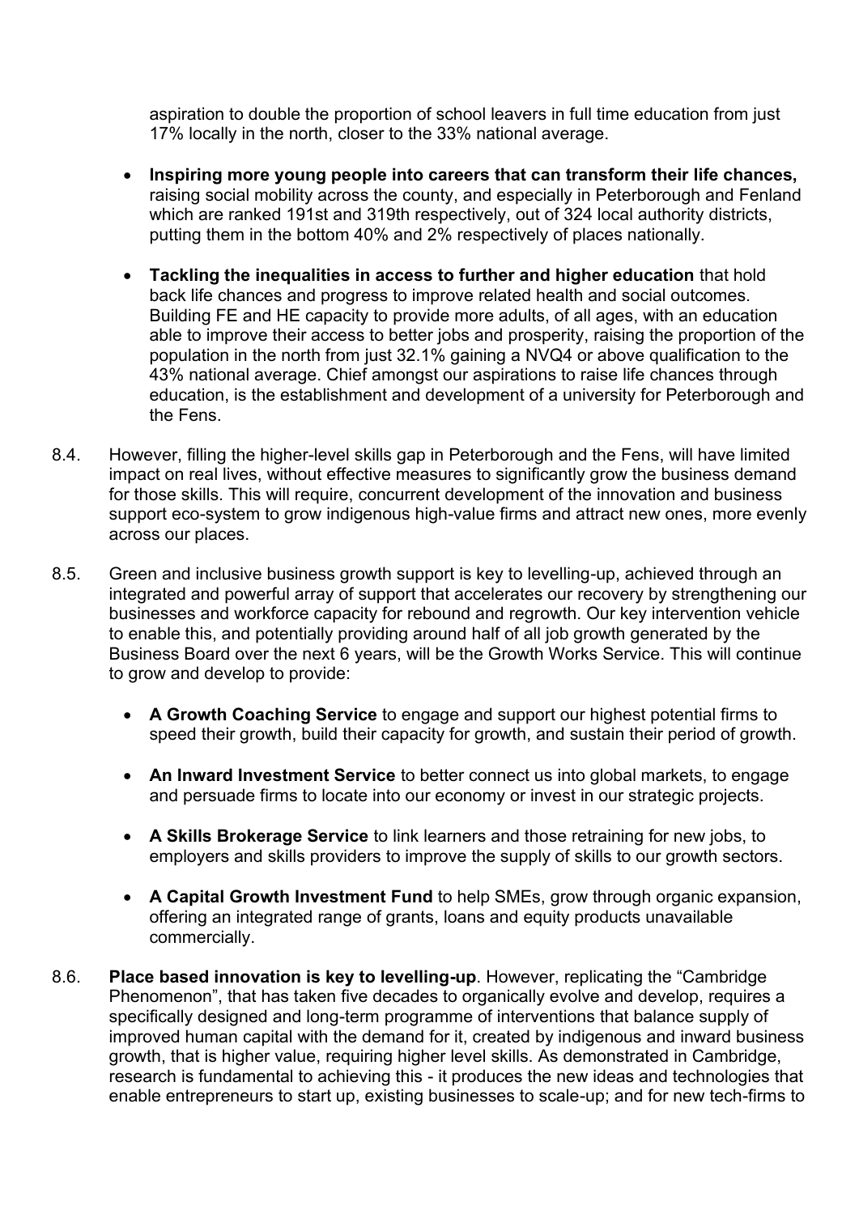aspiration to double the proportion of school leavers in full time education from just 17% locally in the north, closer to the 33% national average.

- **Inspiring more young people into careers that can transform their life chances,** raising social mobility across the county, and especially in Peterborough and Fenland which are ranked 191st and 319th respectively, out of 324 local authority districts, putting them in the bottom 40% and 2% respectively of places nationally.

- **Tackling the inequalities in access to further and higher education** that hold back life chances and progress to improve related health and social outcomes. Building FE and HE capacity to provide more adults, of all ages, with an education able to improve their access to better jobs and prosperity, raising the proportion of the population in the north from just 32.1% gaining a NVQ4 or above qualification to the 43% national average. Chief amongst our aspirations to raise life chances through education, is the establishment and development of a university for Peterborough and the Fens.

8.4. However, filling the higher-level skills gap in Peterborough and the Fens, will have limited impact on real lives, without effective measures to significantly grow the business demand for those skills. This will require, concurrent development of the innovation and business support eco-system to grow indigenous high-value firms and attract new ones, more evenly across our places.

8.5. Green and inclusive business growth support is key to levelling-up, achieved through an integrated and powerful array of support that accelerates our recovery by strengthening our businesses and workforce capacity for rebound and regrowth. Our key intervention vehicle to enable this, and potentially providing around half of all job growth generated by the Business Board over the next 6 years, will be the Growth Works Service. This will continue to grow and develop to provide:

- **A Growth Coaching Service** to engage and support our highest potential firms to speed their growth, build their capacity for growth, and sustain their period of growth.

- **An Inward Investment Service** to better connect us into global markets, to engage and persuade firms to locate into our economy or invest in our strategic projects.

- **A Skills Brokerage Service** to link learners and those retraining for new jobs, to employers and skills providers to improve the supply of skills to our growth sectors.

- **A Capital Growth Investment Fund** to help SMEs, grow through organic expansion, offering an integrated range of grants, loans and equity products unavailable commercially.

8.6. **Place based innovation is key to levelling-up**. However, replicating the "Cambridge Phenomenon", that has taken five decades to organically evolve and develop, requires a specifically designed and long-term programme of interventions that balance supply of improved human capital with the demand for it, created by indigenous and inward business growth, that is higher value, requiring higher level skills. As demonstrated in Cambridge, research is fundamental to achieving this - it produces the new ideas and technologies that enable entrepreneurs to start up, existing businesses to scale-up; and for new tech-firms to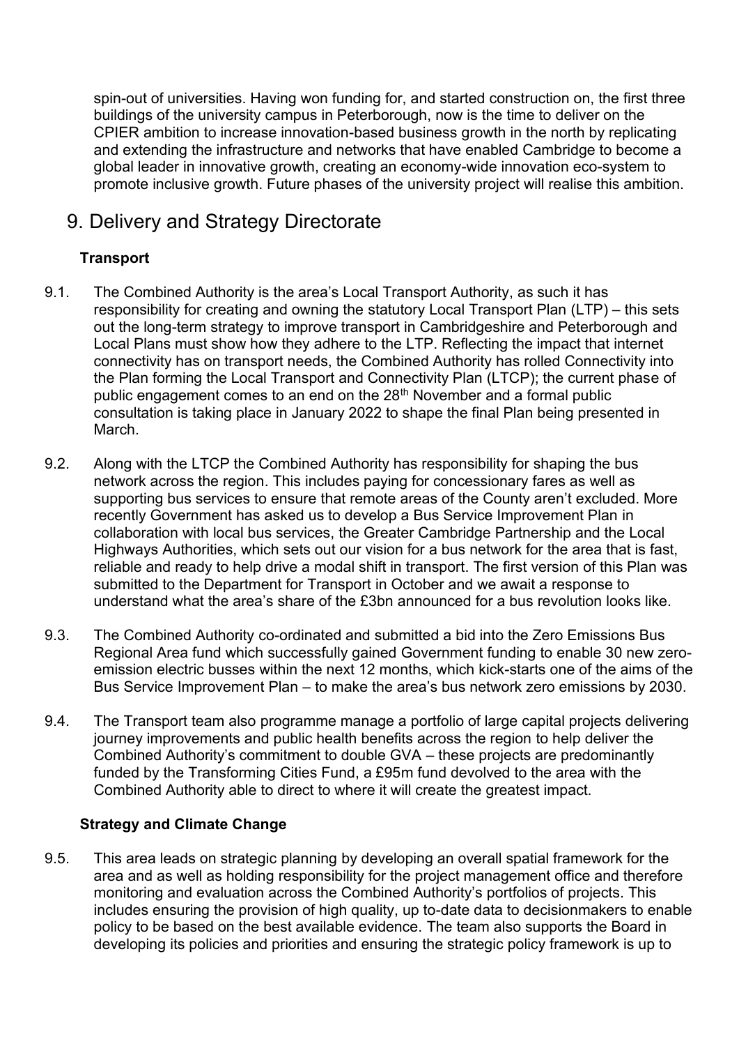spin-out of universities. Having won funding for, and started construction on, the first three buildings of the university campus in Peterborough, now is the time to deliver on the CPIER ambition to increase innovation-based business growth in the north by replicating and extending the infrastructure and networks that have enabled Cambridge to become a global leader in innovative growth, creating an economy-wide innovation eco-system to promote inclusive growth. Future phases of the university project will realise this ambition.

# 9. Delivery and Strategy Directorate

**Transport**

9.1. The Combined Authority is the area's Local Transport Authority, as such it has responsibility for creating and owning the statutory Local Transport Plan (LTP) – this sets out the long-term strategy to improve transport in Cambridgeshire and Peterborough and Local Plans must show how they adhere to the LTP. Reflecting the impact that internet connectivity has on transport needs, the Combined Authority has rolled Connectivity into the Plan forming the Local Transport and Connectivity Plan (LTCP); the current phase of public engagement comes to an end on the 28th November and a formal public consultation is taking place in January 2022 to shape the final Plan being presented in March.

9.2. Along with the LTCP the Combined Authority has responsibility for shaping the bus network across the region. This includes paying for concessionary fares as well as supporting bus services to ensure that remote areas of the County aren't excluded. More recently Government has asked us to develop a Bus Service Improvement Plan in collaboration with local bus services, the Greater Cambridge Partnership and the Local Highways Authorities, which sets out our vision for a bus network for the area that is fast, reliable and ready to help drive a modal shift in transport. The first version of this Plan was submitted to the Department for Transport in October and we await a response to understand what the area's share of the £3bn announced for a bus revolution looks like.

9.3. The Combined Authority co-ordinated and submitted a bid into the Zero Emissions Bus Regional Area fund which successfully gained Government funding to enable 30 new zero-emission electric busses within the next 12 months, which kick-starts one of the aims of the Bus Service Improvement Plan – to make the area's bus network zero emissions by 2030.

9.4. The Transport team also programme manage a portfolio of large capital projects delivering journey improvements and public health benefits across the region to help deliver the Combined Authority's commitment to double GVA – these projects are predominantly funded by the Transforming Cities Fund, a £95m fund devolved to the area with the Combined Authority able to direct to where it will create the greatest impact.

**Strategy and Climate Change**

9.5. This area leads on strategic planning by developing an overall spatial framework for the area and as well as holding responsibility for the project management office and therefore monitoring and evaluation across the Combined Authority's portfolios of projects. This includes ensuring the provision of high quality, up to-date data to decisionmakers to enable policy to be based on the best available evidence. The team also supports the Board in developing its policies and priorities and ensuring the strategic policy framework is up to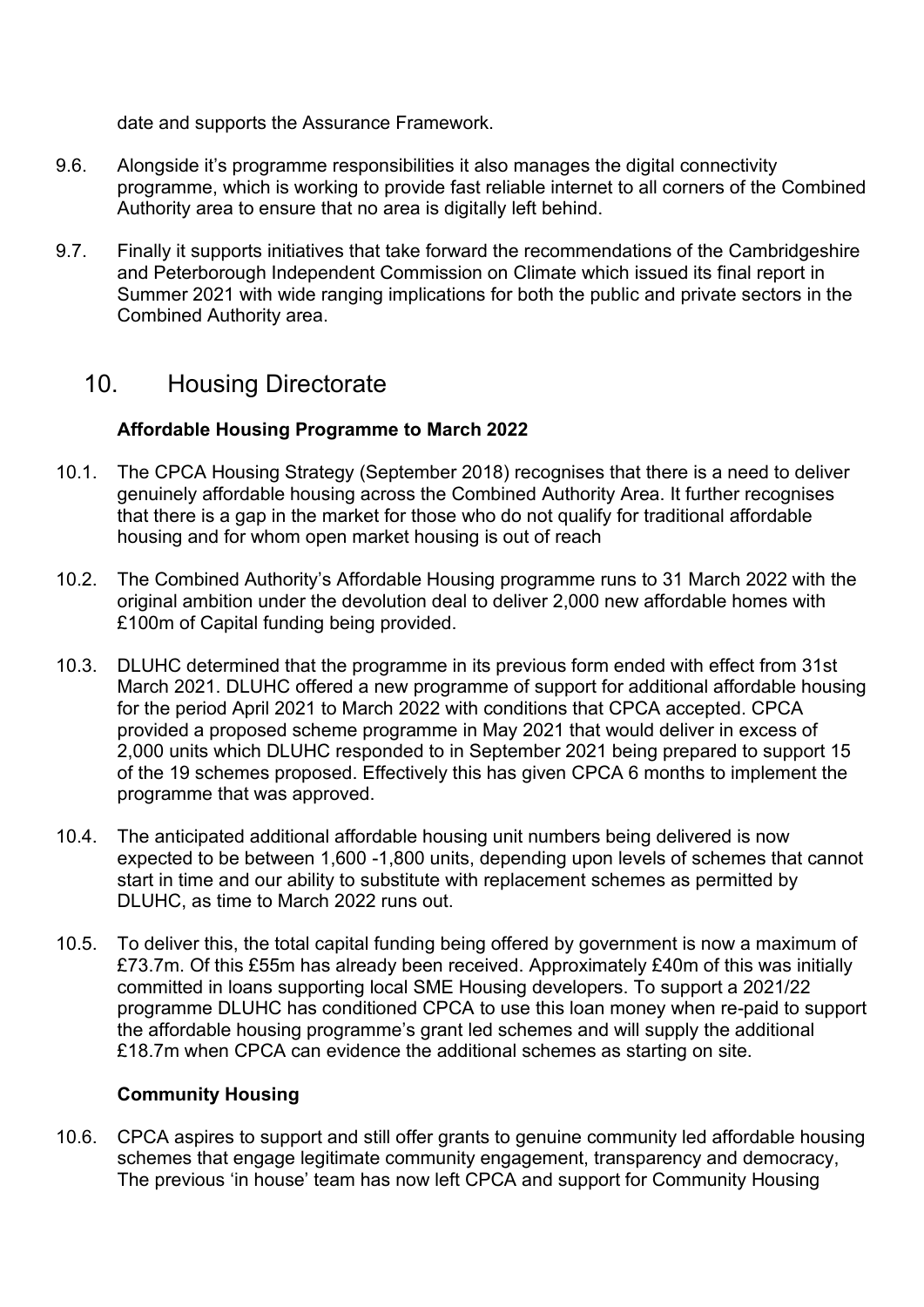date and supports the Assurance Framework.

9.6. Alongside it's programme responsibilities it also manages the digital connectivity programme, which is working to provide fast reliable internet to all corners of the Combined Authority area to ensure that no area is digitally left behind.

9.7. Finally it supports initiatives that take forward the recommendations of the Cambridgeshire and Peterborough Independent Commission on Climate which issued its final report in Summer 2021 with wide ranging implications for both the public and private sectors in the Combined Authority area.

## 10. Housing Directorate

**Affordable Housing Programme to March 2022**

10.1. The CPCA Housing Strategy (September 2018) recognises that there is a need to deliver genuinely affordable housing across the Combined Authority Area. It further recognises that there is a gap in the market for those who do not qualify for traditional affordable housing and for whom open market housing is out of reach

10.2. The Combined Authority's Affordable Housing programme runs to 31 March 2022 with the original ambition under the devolution deal to deliver 2,000 new affordable homes with £100m of Capital funding being provided.

10.3. DLUHC determined that the programme in its previous form ended with effect from 31st March 2021. DLUHC offered a new programme of support for additional affordable housing for the period April 2021 to March 2022 with conditions that CPCA accepted. CPCA provided a proposed scheme programme in May 2021 that would deliver in excess of 2,000 units which DLUHC responded to in September 2021 being prepared to support 15 of the 19 schemes proposed. Effectively this has given CPCA 6 months to implement the programme that was approved.

10.4. The anticipated additional affordable housing unit numbers being delivered is now expected to be between 1,600 -1,800 units, depending upon levels of schemes that cannot start in time and our ability to substitute with replacement schemes as permitted by DLUHC, as time to March 2022 runs out.

10.5. To deliver this, the total capital funding being offered by government is now a maximum of £73.7m. Of this £55m has already been received. Approximately £40m of this was initially committed in loans supporting local SME Housing developers. To support a 2021/22 programme DLUHC has conditioned CPCA to use this loan money when re-paid to support the affordable housing programme's grant led schemes and will supply the additional £18.7m when CPCA can evidence the additional schemes as starting on site.

**Community Housing**

10.6. CPCA aspires to support and still offer grants to genuine community led affordable housing schemes that engage legitimate community engagement, transparency and democracy, The previous 'in house' team has now left CPCA and support for Community Housing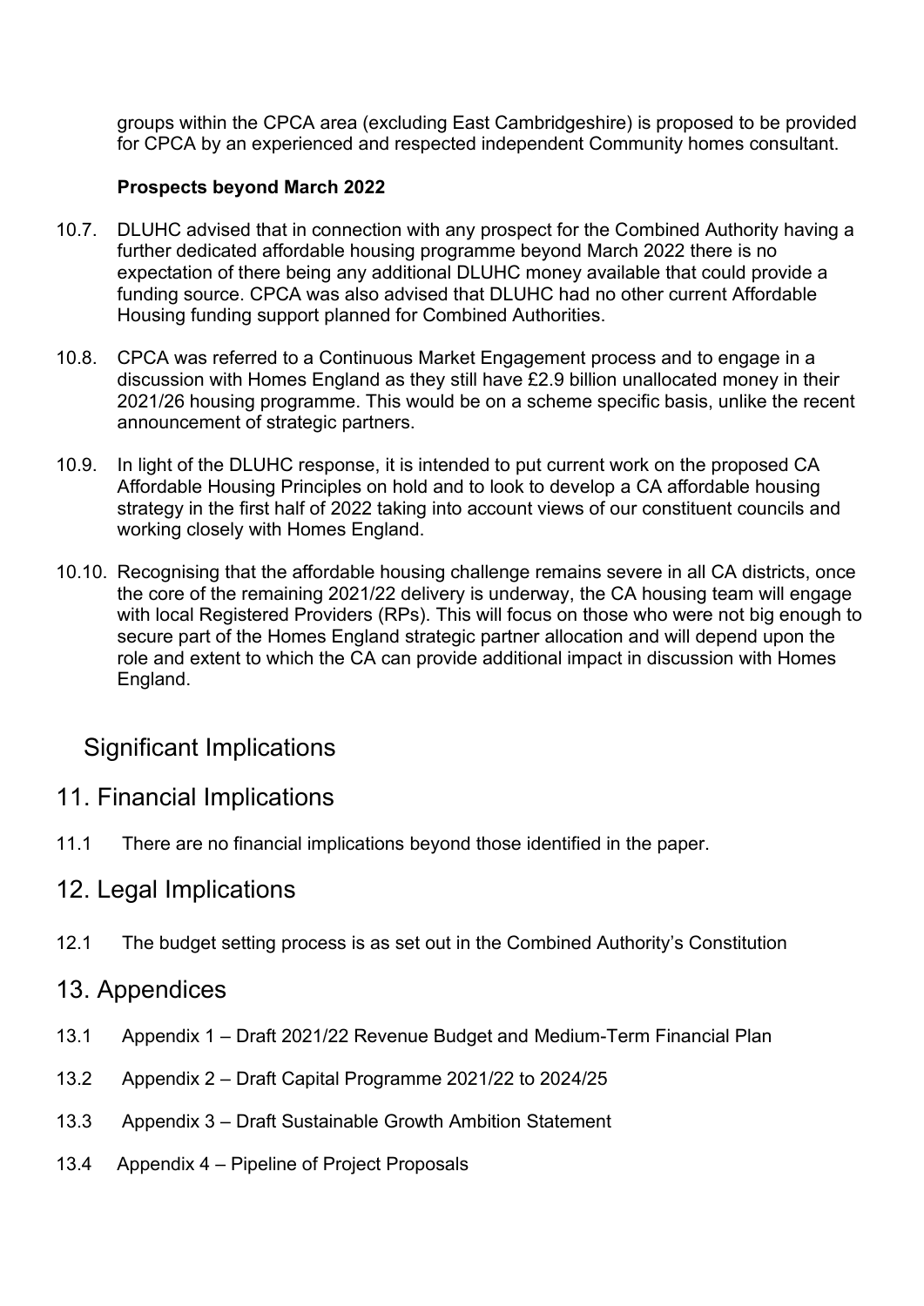groups within the CPCA area (excluding East Cambridgeshire) is proposed to be provided for CPCA by an experienced and respected independent Community homes consultant.

**Prospects beyond March 2022**

10.7. DLUHC advised that in connection with any prospect for the Combined Authority having a further dedicated affordable housing programme beyond March 2022 there is no expectation of there being any additional DLUHC money available that could provide a funding source. CPCA was also advised that DLUHC had no other current Affordable Housing funding support planned for Combined Authorities.

10.8. CPCA was referred to a Continuous Market Engagement process and to engage in a discussion with Homes England as they still have £2.9 billion unallocated money in their 2021/26 housing programme. This would be on a scheme specific basis, unlike the recent announcement of strategic partners.

10.9. In light of the DLUHC response, it is intended to put current work on the proposed CA Affordable Housing Principles on hold and to look to develop a CA affordable housing strategy in the first half of 2022 taking into account views of our constituent councils and working closely with Homes England.

10.10. Recognising that the affordable housing challenge remains severe in all CA districts, once the core of the remaining 2021/22 delivery is underway, the CA housing team will engage with local Registered Providers (RPs). This will focus on those who were not big enough to secure part of the Homes England strategic partner allocation and will depend upon the role and extent to which the CA can provide additional impact in discussion with Homes England.

# Significant Implications

## 11. Financial Implications

11.1 There are no financial implications beyond those identified in the paper.

## 12. Legal Implications

12.1 The budget setting process is as set out in the Combined Authority's Constitution

## 13. Appendices

13.1 Appendix 1 – Draft 2021/22 Revenue Budget and Medium-Term Financial Plan

13.2 Appendix 2 – Draft Capital Programme 2021/22 to 2024/25

13.3 Appendix 3 – Draft Sustainable Growth Ambition Statement

13.4 Appendix 4 – Pipeline of Project Proposals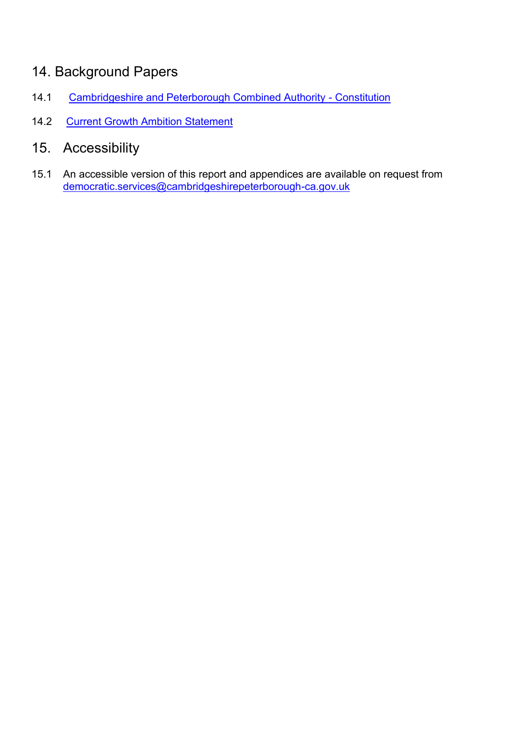## 14. Background Papers

14.1 Cambridgeshire and Peterborough Combined Authority - Constitution

14.2 Current Growth Ambition Statement

## 15. Accessibility

15.1 An accessible version of this report and appendices are available on request from democratic.services@cambridgeshirepeterborough-ca.gov.uk